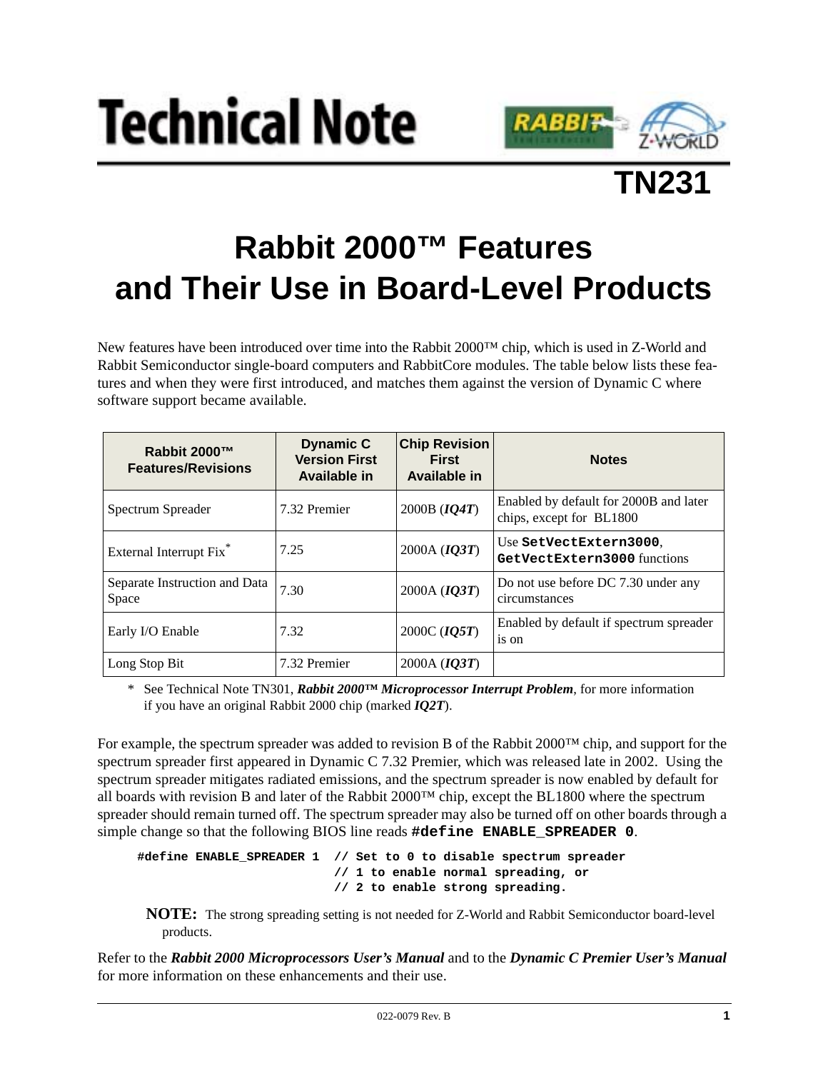# Technical Note

## TN231

# Rabbit 2000™ Features and Their Use in Board-Level Products

New features have been introduced over time into the Rabbit 2000™ chip, which is used in Z-World and Rabbit Semiconductor single-board computers and RabbitCore modules. The table below lists these features and when they were first introduced, and matches them against the version of Dynamic C where software support became available.

| Rabbit 2000™ Features/Revisions | Dynamic C Version First Available in | Chip Revision First Available in | Notes |
|---|---|---|---|
| Spectrum Spreader | 7.32 Premier | 2000B (***IQ4T***) | Enabled by default for 2000B and later chips, except for BL1800 |
| External Interrupt Fix* | 7.25 | 2000A (***IQ3T***) | Use **`SetVectExtern3000`**, **`GetVectExtern3000`** functions |
| Separate Instruction and Data Space | 7.30 | 2000A (***IQ3T***) | Do not use before DC 7.30 under any circumstances |
| Early I/O Enable | 7.32 | 2000C (***IQ5T***) | Enabled by default if spectrum spreader is on |
| Long Stop Bit | 7.32 Premier | 2000A (***IQ3T***) | |

\* See Technical Note TN301, ***Rabbit 2000™ Microprocessor Interrupt Problem***, for more information if you have an original Rabbit 2000 chip (marked ***IQ2T***).

For example, the spectrum spreader was added to revision B of the Rabbit 2000™ chip, and support for the spectrum spreader first appeared in Dynamic C 7.32 Premier, which was released late in 2002. Using the spectrum spreader mitigates radiated emissions, and the spectrum spreader is now enabled by default for all boards with revision B and later of the Rabbit 2000™ chip, except the BL1800 where the spectrum spreader should remain turned off. The spectrum spreader may also be turned off on other boards through a simple change so that the following BIOS line reads **`#define ENABLE_SPREADER 0`**.

```
#define ENABLE_SPREADER 1  // Set to 0 to disable spectrum spreader
                           // 1 to enable normal spreading, or
                           // 2 to enable strong spreading.
```

**NOTE:** The strong spreading setting is not needed for Z-World and Rabbit Semiconductor board-level products.

Refer to the ***Rabbit 2000 Microprocessors User's Manual*** and to the ***Dynamic C Premier User's Manual*** for more information on these enhancements and their use.

022-0079 Rev. B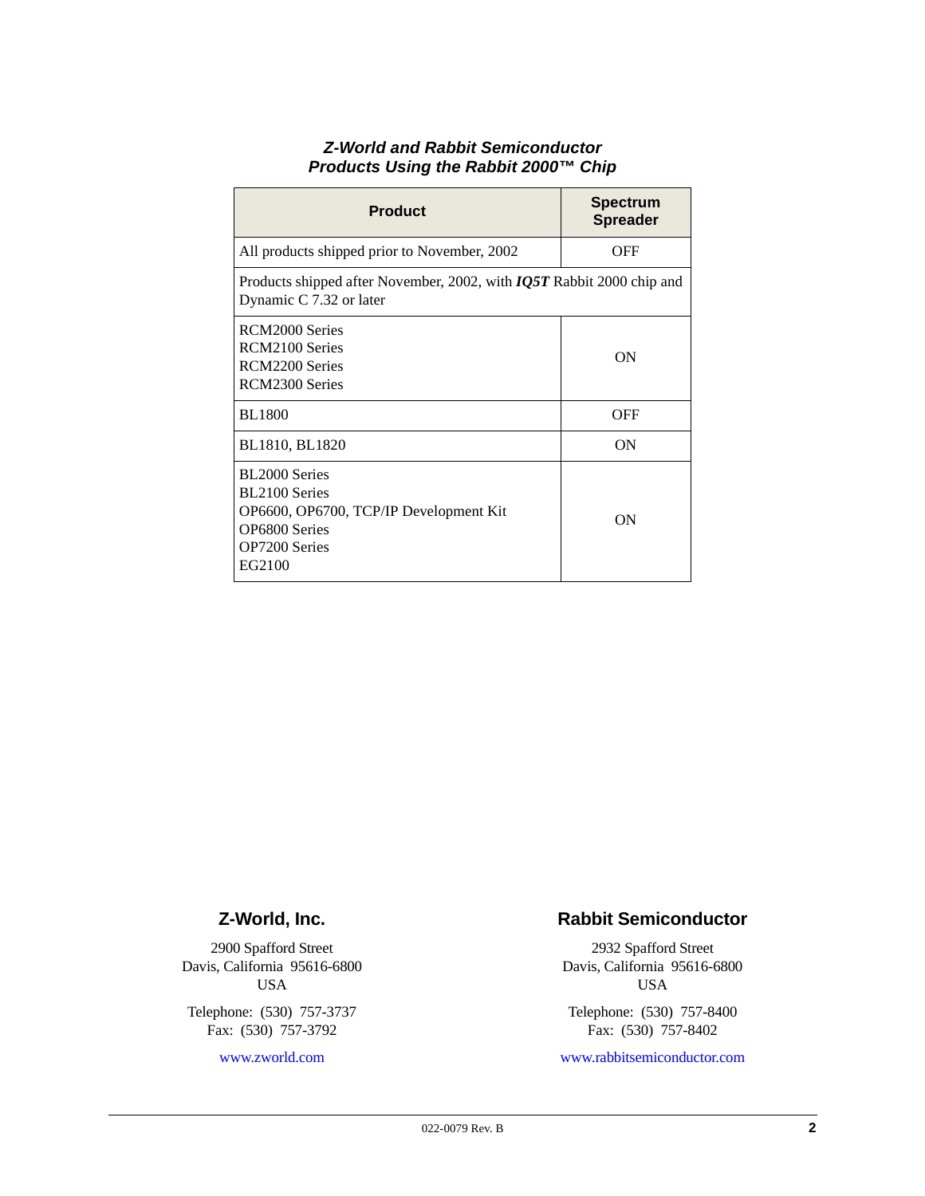### *Z-World and Rabbit Semiconductor Products Using the Rabbit 2000™ Chip*

| Product | Spectrum Spreader |
|---|---|
| All products shipped prior to November, 2002 | OFF |
| Products shipped after November, 2002, with ***IQ5T*** Rabbit 2000 chip and Dynamic C 7.32 or later | |
| RCM2000 Series<br>RCM2100 Series<br>RCM2200 Series<br>RCM2300 Series | ON |
| BL1800 | OFF |
| BL1810, BL1820 | ON |
| BL2000 Series<br>BL2100 Series<br>OP6600, OP6700, TCP/IP Development Kit<br>OP6800 Series<br>OP7200 Series<br>EG2100 | ON |

## Z-World, Inc.

2900 Spafford Street
Davis, California 95616-6800
USA

Telephone: (530) 757-3737
Fax: (530) 757-3792

www.zworld.com

## Rabbit Semiconductor

2932 Spafford Street
Davis, California 95616-6800
USA

Telephone: (530) 757-8400
Fax: (530) 757-8402

www.rabbitsemiconductor.com

022-0079 Rev. B